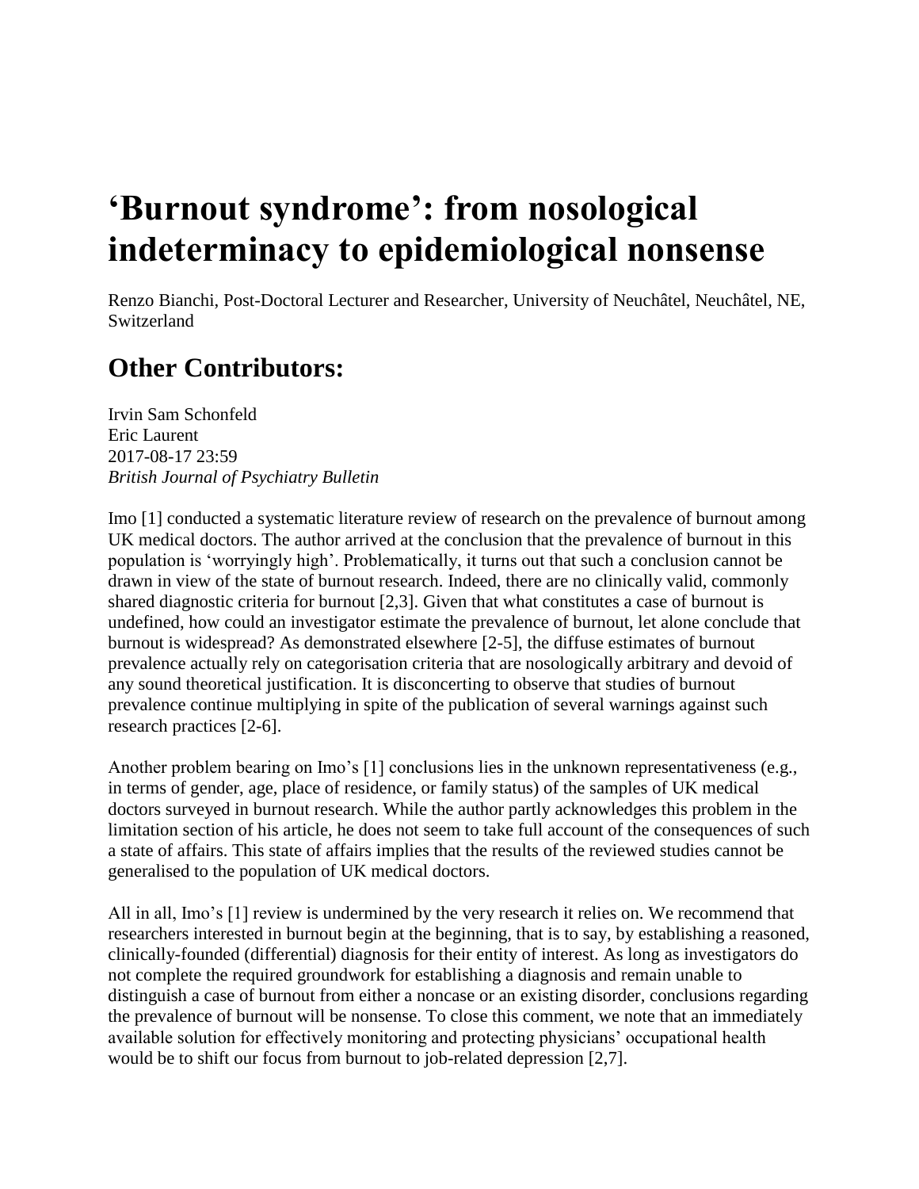# 'Burnout syndrome': from nosological indeterminacy to epidemiological nonsense

Renzo Bianchi, Post-Doctoral Lecturer and Researcher, University of Neuchâtel, Neuchâtel, NE, Switzerland

## Other Contributors:

Irvin Sam Schonfeld
Eric Laurent
2017-08-17 23:59
*British Journal of Psychiatry Bulletin*

Imo [1] conducted a systematic literature review of research on the prevalence of burnout among UK medical doctors. The author arrived at the conclusion that the prevalence of burnout in this population is 'worryingly high'. Problematically, it turns out that such a conclusion cannot be drawn in view of the state of burnout research. Indeed, there are no clinically valid, commonly shared diagnostic criteria for burnout [2,3]. Given that what constitutes a case of burnout is undefined, how could an investigator estimate the prevalence of burnout, let alone conclude that burnout is widespread? As demonstrated elsewhere [2-5], the diffuse estimates of burnout prevalence actually rely on categorisation criteria that are nosologically arbitrary and devoid of any sound theoretical justification. It is disconcerting to observe that studies of burnout prevalence continue multiplying in spite of the publication of several warnings against such research practices [2-6].

Another problem bearing on Imo's [1] conclusions lies in the unknown representativeness (e.g., in terms of gender, age, place of residence, or family status) of the samples of UK medical doctors surveyed in burnout research. While the author partly acknowledges this problem in the limitation section of his article, he does not seem to take full account of the consequences of such a state of affairs. This state of affairs implies that the results of the reviewed studies cannot be generalised to the population of UK medical doctors.

All in all, Imo's [1] review is undermined by the very research it relies on. We recommend that researchers interested in burnout begin at the beginning, that is to say, by establishing a reasoned, clinically-founded (differential) diagnosis for their entity of interest. As long as investigators do not complete the required groundwork for establishing a diagnosis and remain unable to distinguish a case of burnout from either a noncase or an existing disorder, conclusions regarding the prevalence of burnout will be nonsense. To close this comment, we note that an immediately available solution for effectively monitoring and protecting physicians' occupational health would be to shift our focus from burnout to job-related depression [2,7].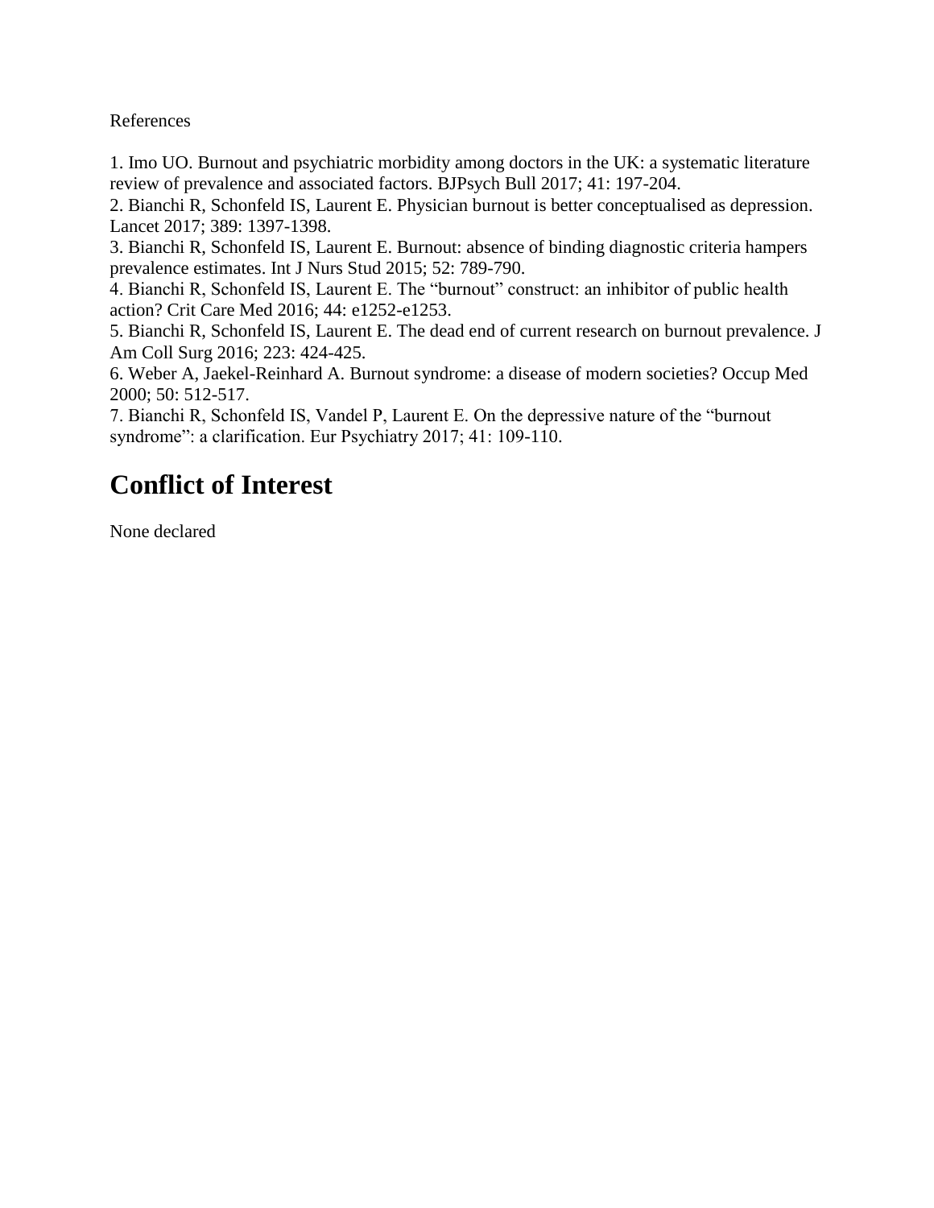References

1. Imo UO. Burnout and psychiatric morbidity among doctors in the UK: a systematic literature review of prevalence and associated factors. BJPsych Bull 2017; 41: 197-204.
2. Bianchi R, Schonfeld IS, Laurent E. Physician burnout is better conceptualised as depression. Lancet 2017; 389: 1397-1398.
3. Bianchi R, Schonfeld IS, Laurent E. Burnout: absence of binding diagnostic criteria hampers prevalence estimates. Int J Nurs Stud 2015; 52: 789-790.
4. Bianchi R, Schonfeld IS, Laurent E. The "burnout" construct: an inhibitor of public health action? Crit Care Med 2016; 44: e1252-e1253.
5. Bianchi R, Schonfeld IS, Laurent E. The dead end of current research on burnout prevalence. J Am Coll Surg 2016; 223: 424-425.
6. Weber A, Jaekel-Reinhard A. Burnout syndrome: a disease of modern societies? Occup Med 2000; 50: 512-517.
7. Bianchi R, Schonfeld IS, Vandel P, Laurent E. On the depressive nature of the "burnout syndrome": a clarification. Eur Psychiatry 2017; 41: 109-110.

# Conflict of Interest

None declared